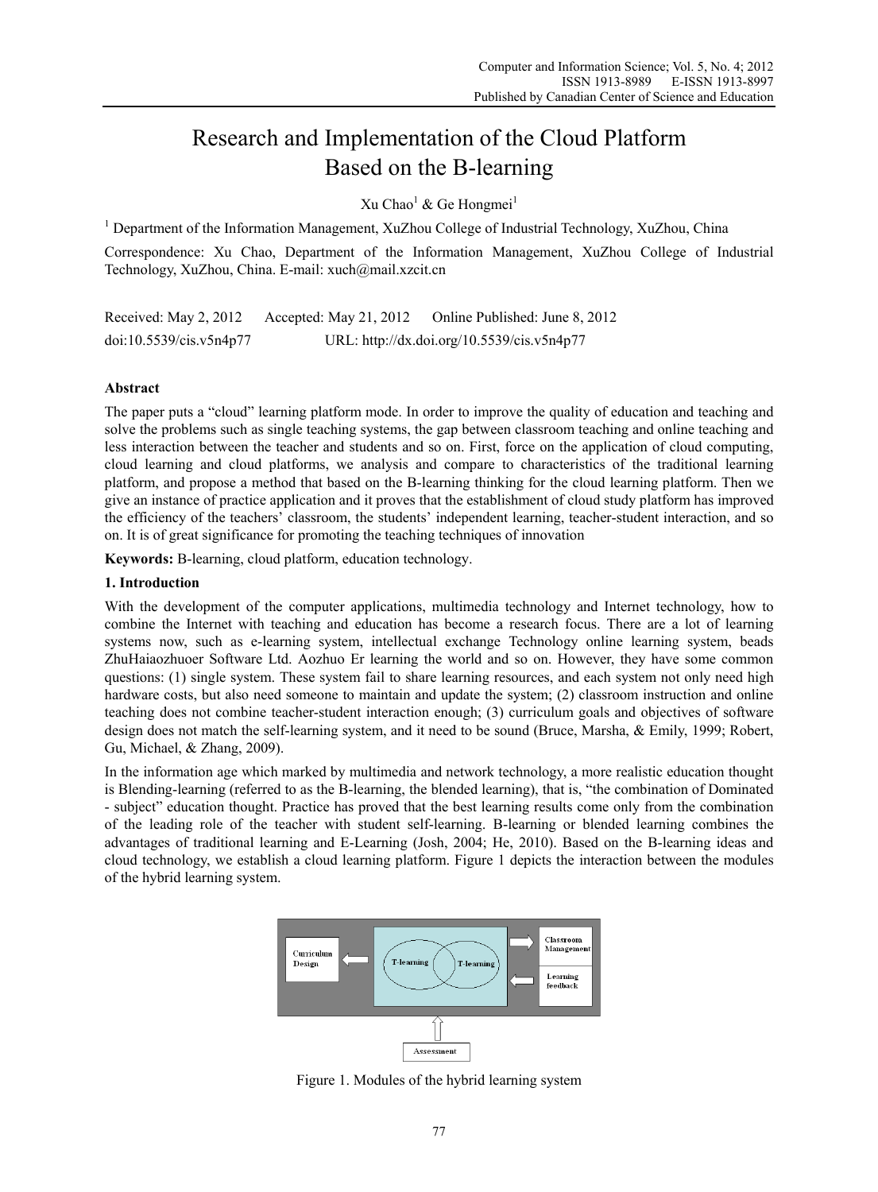# Research and Implementation of the Cloud Platform Based on the B-learning

Xu Chao[1] & Ge Hongmei[1]

[1] Department of the Information Management, XuZhou College of Industrial Technology, XuZhou, China

Correspondence: Xu Chao, Department of the Information Management, XuZhou College of Industrial Technology, XuZhou, China. E-mail: xuch@mail.xzcit.cn

Received: May 2, 2012 Accepted: May 21, 2012 Online Published: June 8, 2012

doi:10.5539/cis.v5n4p77 URL: http://dx.doi.org/10.5539/cis.v5n4p77

## Abstract

The paper puts a "cloud" learning platform mode. In order to improve the quality of education and teaching and solve the problems such as single teaching systems, the gap between classroom teaching and online teaching and less interaction between the teacher and students and so on. First, force on the application of cloud computing, cloud learning and cloud platforms, we analysis and compare to characteristics of the traditional learning platform, and propose a method that based on the B-learning thinking for the cloud learning platform. Then we give an instance of practice application and it proves that the establishment of cloud study platform has improved the efficiency of the teachers' classroom, the students' independent learning, teacher-student interaction, and so on. It is of great significance for promoting the teaching techniques of innovation

**Keywords:** B-learning, cloud platform, education technology.

## 1. Introduction

With the development of the computer applications, multimedia technology and Internet technology, how to combine the Internet with teaching and education has become a research focus. There are a lot of learning systems now, such as e-learning system, intellectual exchange Technology online learning system, beads ZhuHaiaozhuoer Software Ltd. Aozhuo Er learning the world and so on. However, they have some common questions: (1) single system. These system fail to share learning resources, and each system not only need high hardware costs, but also need someone to maintain and update the system; (2) classroom instruction and online teaching does not combine teacher-student interaction enough; (3) curriculum goals and objectives of software design does not match the self-learning system, and it need to be sound (Bruce, Marsha, & Emily, 1999; Robert, Gu, Michael, & Zhang, 2009).

In the information age which marked by multimedia and network technology, a more realistic education thought is Blending-learning (referred to as the B-learning, the blended learning), that is, "the combination of Dominated - subject" education thought. Practice has proved that the best learning results come only from the combination of the leading role of the teacher with student self-learning. B-learning or blended learning combines the advantages of traditional learning and E-Learning (Josh, 2004; He, 2010). Based on the B-learning ideas and cloud technology, we establish a cloud learning platform. Figure 1 depicts the interaction between the modules of the hybrid learning system.

Curriculum Design | T-learning | T-learning | Classroom Management | Learning feedback | Assessment

Figure 1. Modules of the hybrid learning system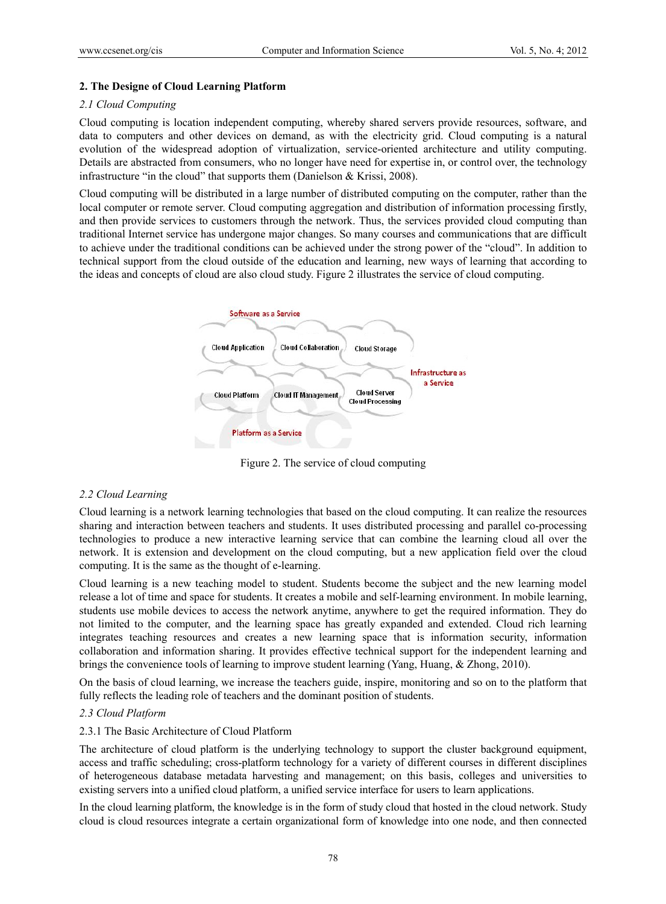## 2. The Designe of Cloud Learning Platform

### *2.1 Cloud Computing*

Cloud computing is location independent computing, whereby shared servers provide resources, software, and data to computers and other devices on demand, as with the electricity grid. Cloud computing is a natural evolution of the widespread adoption of virtualization, service-oriented architecture and utility computing. Details are abstracted from consumers, who no longer have need for expertise in, or control over, the technology infrastructure "in the cloud" that supports them (Danielson & Krissi, 2008).

Cloud computing will be distributed in a large number of distributed computing on the computer, rather than the local computer or remote server. Cloud computing aggregation and distribution of information processing firstly, and then provide services to customers through the network. Thus, the services provided cloud computing than traditional Internet service has undergone major changes. So many courses and communications that are difficult to achieve under the traditional conditions can be achieved under the strong power of the "cloud". In addition to technical support from the cloud outside of the education and learning, new ways of learning that according to the ideas and concepts of cloud are also cloud study. Figure 2 illustrates the service of cloud computing.

Figure 2. The service of cloud computing

### *2.2 Cloud Learning*

Cloud learning is a network learning technologies that based on the cloud computing. It can realize the resources sharing and interaction between teachers and students. It uses distributed processing and parallel co-processing technologies to produce a new interactive learning service that can combine the learning cloud all over the network. It is extension and development on the cloud computing, but a new application field over the cloud computing. It is the same as the thought of e-learning.

Cloud learning is a new teaching model to student. Students become the subject and the new learning model release a lot of time and space for students. It creates a mobile and self-learning environment. In mobile learning, students use mobile devices to access the network anytime, anywhere to get the required information. They do not limited to the computer, and the learning space has greatly expanded and extended. Cloud rich learning integrates teaching resources and creates a new learning space that is information security, information collaboration and information sharing. It provides effective technical support for the independent learning and brings the convenience tools of learning to improve student learning (Yang, Huang, & Zhong, 2010).

On the basis of cloud learning, we increase the teachers guide, inspire, monitoring and so on to the platform that fully reflects the leading role of teachers and the dominant position of students.

### *2.3 Cloud Platform*

#### 2.3.1 The Basic Architecture of Cloud Platform

The architecture of cloud platform is the underlying technology to support the cluster background equipment, access and traffic scheduling; cross-platform technology for a variety of different courses in different disciplines of heterogeneous database metadata harvesting and management; on this basis, colleges and universities to existing servers into a unified cloud platform, a unified service interface for users to learn applications.

In the cloud learning platform, the knowledge is in the form of study cloud that hosted in the cloud network. Study cloud is cloud resources integrate a certain organizational form of knowledge into one node, and then connected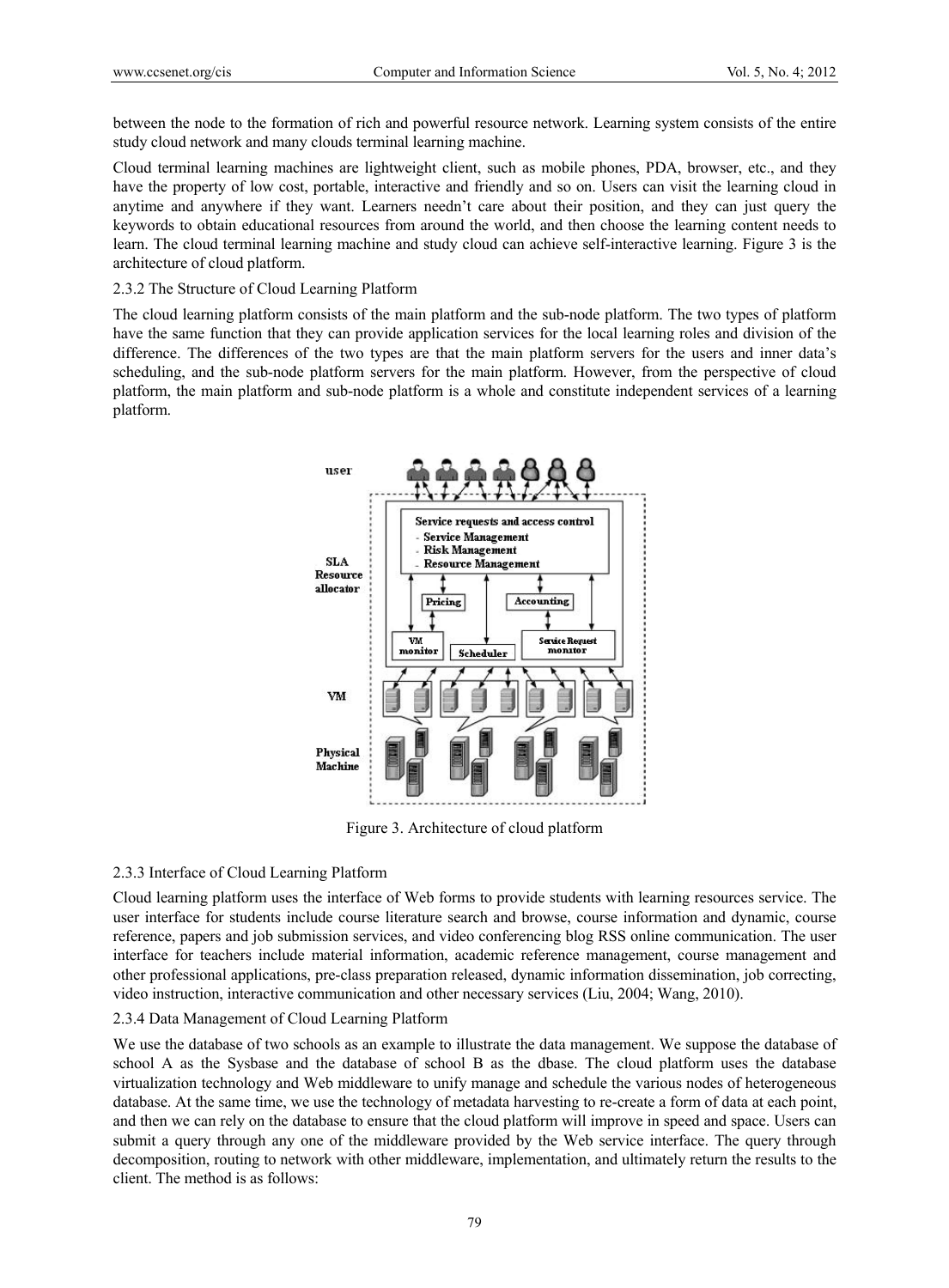between the node to the formation of rich and powerful resource network. Learning system consists of the entire study cloud network and many clouds terminal learning machine.

Cloud terminal learning machines are lightweight client, such as mobile phones, PDA, browser, etc., and they have the property of low cost, portable, interactive and friendly and so on. Users can visit the learning cloud in anytime and anywhere if they want. Learners needn't care about their position, and they can just query the keywords to obtain educational resources from around the world, and then choose the learning content needs to learn. The cloud terminal learning machine and study cloud can achieve self-interactive learning. Figure 3 is the architecture of cloud platform.

### 2.3.2 The Structure of Cloud Learning Platform

The cloud learning platform consists of the main platform and the sub-node platform. The two types of platform have the same function that they can provide application services for the local learning roles and division of the difference. The differences of the two types are that the main platform servers for the users and inner data's scheduling, and the sub-node platform servers for the main platform. However, from the perspective of cloud platform, the main platform and sub-node platform is a whole and constitute independent services of a learning platform.

user

SLA Resource allocator

Service requests and access control
- Service Management
- Risk Management
- Resource Management

Pricing

Accounting

VM monitor

Scheduler

Service Request monitor

VM

Physical Machine

Figure 3. Architecture of cloud platform

### 2.3.3 Interface of Cloud Learning Platform

Cloud learning platform uses the interface of Web forms to provide students with learning resources service. The user interface for students include course literature search and browse, course information and dynamic, course reference, papers and job submission services, and video conferencing blog RSS online communication. The user interface for teachers include material information, academic reference management, course management and other professional applications, pre-class preparation released, dynamic information dissemination, job correcting, video instruction, interactive communication and other necessary services (Liu, 2004; Wang, 2010).

### 2.3.4 Data Management of Cloud Learning Platform

We use the database of two schools as an example to illustrate the data management. We suppose the database of school A as the Sysbase and the database of school B as the dbase. The cloud platform uses the database virtualization technology and Web middleware to unify manage and schedule the various nodes of heterogeneous database. At the same time, we use the technology of metadata harvesting to re-create a form of data at each point, and then we can rely on the database to ensure that the cloud platform will improve in speed and space. Users can submit a query through any one of the middleware provided by the Web service interface. The query through decomposition, routing to network with other middleware, implementation, and ultimately return the results to the client. The method is as follows: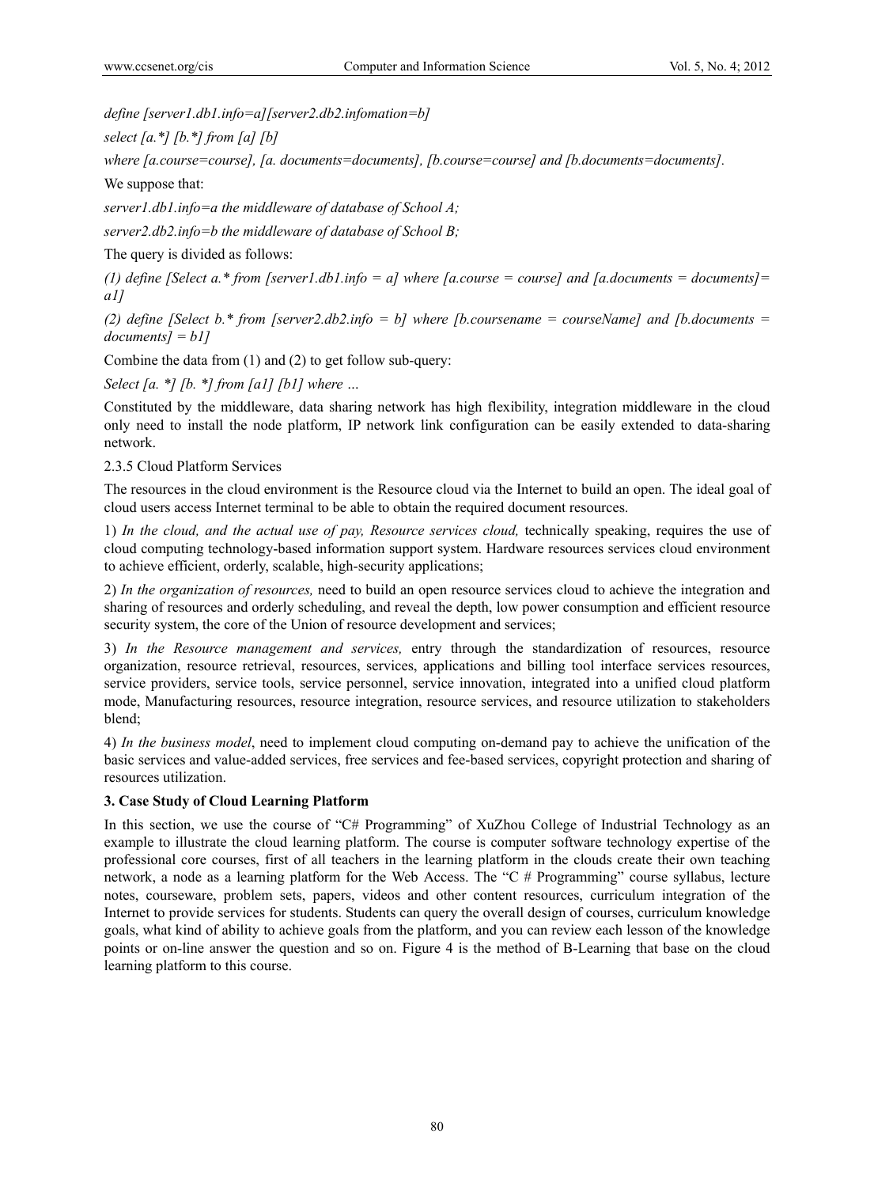*define [server1.db1.info=a][server2.db2.infomation=b]*

*select [a.*] [b.*] from [a] [b]*

*where [a.course=course], [a. documents=documents], [b.course=course] and [b.documents=documents].*

We suppose that:

*server1.db1.info=a the middleware of database of School A;*

*server2.db2.info=b the middleware of database of School B;*

The query is divided as follows:

*(1) define [Select a.* from [server1.db1.info = a] where [a.course = course] and [a.documents = documents]= a1]*

*(2) define [Select b.* from [server2.db2.info = b] where [b.coursename = courseName] and [b.documents = documents] = b1]*

Combine the data from (1) and (2) to get follow sub-query:

*Select [a. *] [b. *] from [a1] [b1] where …*

Constituted by the middleware, data sharing network has high flexibility, integration middleware in the cloud only need to install the node platform, IP network link configuration can be easily extended to data-sharing network.

#### 2.3.5 Cloud Platform Services

The resources in the cloud environment is the Resource cloud via the Internet to build an open. The ideal goal of cloud users access Internet terminal to be able to obtain the required document resources.

1) *In the cloud, and the actual use of pay, Resource services cloud,* technically speaking, requires the use of cloud computing technology-based information support system. Hardware resources services cloud environment to achieve efficient, orderly, scalable, high-security applications;

2) *In the organization of resources,* need to build an open resource services cloud to achieve the integration and sharing of resources and orderly scheduling, and reveal the depth, low power consumption and efficient resource security system, the core of the Union of resource development and services;

3) *In the Resource management and services,* entry through the standardization of resources, resource organization, resource retrieval, resources, services, applications and billing tool interface services resources, service providers, service tools, service personnel, service innovation, integrated into a unified cloud platform mode, Manufacturing resources, resource integration, resource services, and resource utilization to stakeholders blend;

4) *In the business model*, need to implement cloud computing on-demand pay to achieve the unification of the basic services and value-added services, free services and fee-based services, copyright protection and sharing of resources utilization.

## 3. Case Study of Cloud Learning Platform

In this section, we use the course of "C# Programming" of XuZhou College of Industrial Technology as an example to illustrate the cloud learning platform. The course is computer software technology expertise of the professional core courses, first of all teachers in the learning platform in the clouds create their own teaching network, a node as a learning platform for the Web Access. The "C # Programming" course syllabus, lecture notes, courseware, problem sets, papers, videos and other content resources, curriculum integration of the Internet to provide services for students. Students can query the overall design of courses, curriculum knowledge goals, what kind of ability to achieve goals from the platform, and you can review each lesson of the knowledge points or on-line answer the question and so on. Figure 4 is the method of B-Learning that base on the cloud learning platform to this course.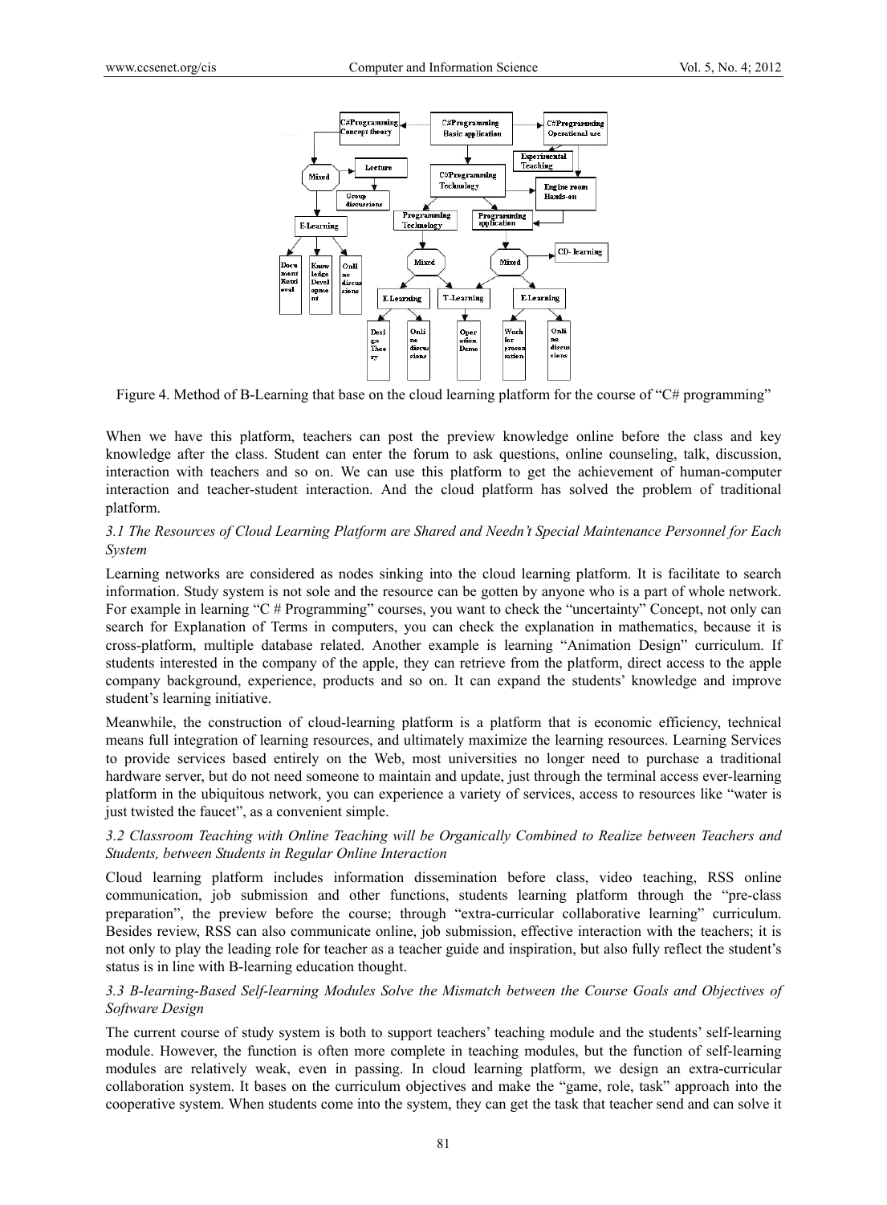Figure 4. Method of B-Learning that base on the cloud learning platform for the course of "C# programming"

When we have this platform, teachers can post the preview knowledge online before the class and key knowledge after the class. Student can enter the forum to ask questions, online counseling, talk, discussion, interaction with teachers and so on. We can use this platform to get the achievement of human-computer interaction and teacher-student interaction. And the cloud platform has solved the problem of traditional platform.

### *3.1 The Resources of Cloud Learning Platform are Shared and Needn't Special Maintenance Personnel for Each System*

Learning networks are considered as nodes sinking into the cloud learning platform. It is facilitate to search information. Study system is not sole and the resource can be gotten by anyone who is a part of whole network. For example in learning "C # Programming" courses, you want to check the "uncertainty" Concept, not only can search for Explanation of Terms in computers, you can check the explanation in mathematics, because it is cross-platform, multiple database related. Another example is learning "Animation Design" curriculum. If students interested in the company of the apple, they can retrieve from the platform, direct access to the apple company background, experience, products and so on. It can expand the students' knowledge and improve student's learning initiative.

Meanwhile, the construction of cloud-learning platform is a platform that is economic efficiency, technical means full integration of learning resources, and ultimately maximize the learning resources. Learning Services to provide services based entirely on the Web, most universities no longer need to purchase a traditional hardware server, but do not need someone to maintain and update, just through the terminal access ever-learning platform in the ubiquitous network, you can experience a variety of services, access to resources like "water is just twisted the faucet", as a convenient simple.

### *3.2 Classroom Teaching with Online Teaching will be Organically Combined to Realize between Teachers and Students, between Students in Regular Online Interaction*

Cloud learning platform includes information dissemination before class, video teaching, RSS online communication, job submission and other functions, students learning platform through the "pre-class preparation", the preview before the course; through "extra-curricular collaborative learning" curriculum. Besides review, RSS can also communicate online, job submission, effective interaction with the teachers; it is not only to play the leading role for teacher as a teacher guide and inspiration, but also fully reflect the student's status is in line with B-learning education thought.

### *3.3 B-learning-Based Self-learning Modules Solve the Mismatch between the Course Goals and Objectives of Software Design*

The current course of study system is both to support teachers' teaching module and the students' self-learning module. However, the function is often more complete in teaching modules, but the function of self-learning modules are relatively weak, even in passing. In cloud learning platform, we design an extra-curricular collaboration system. It bases on the curriculum objectives and make the "game, role, task" approach into the cooperative system. When students come into the system, they can get the task that teacher send and can solve it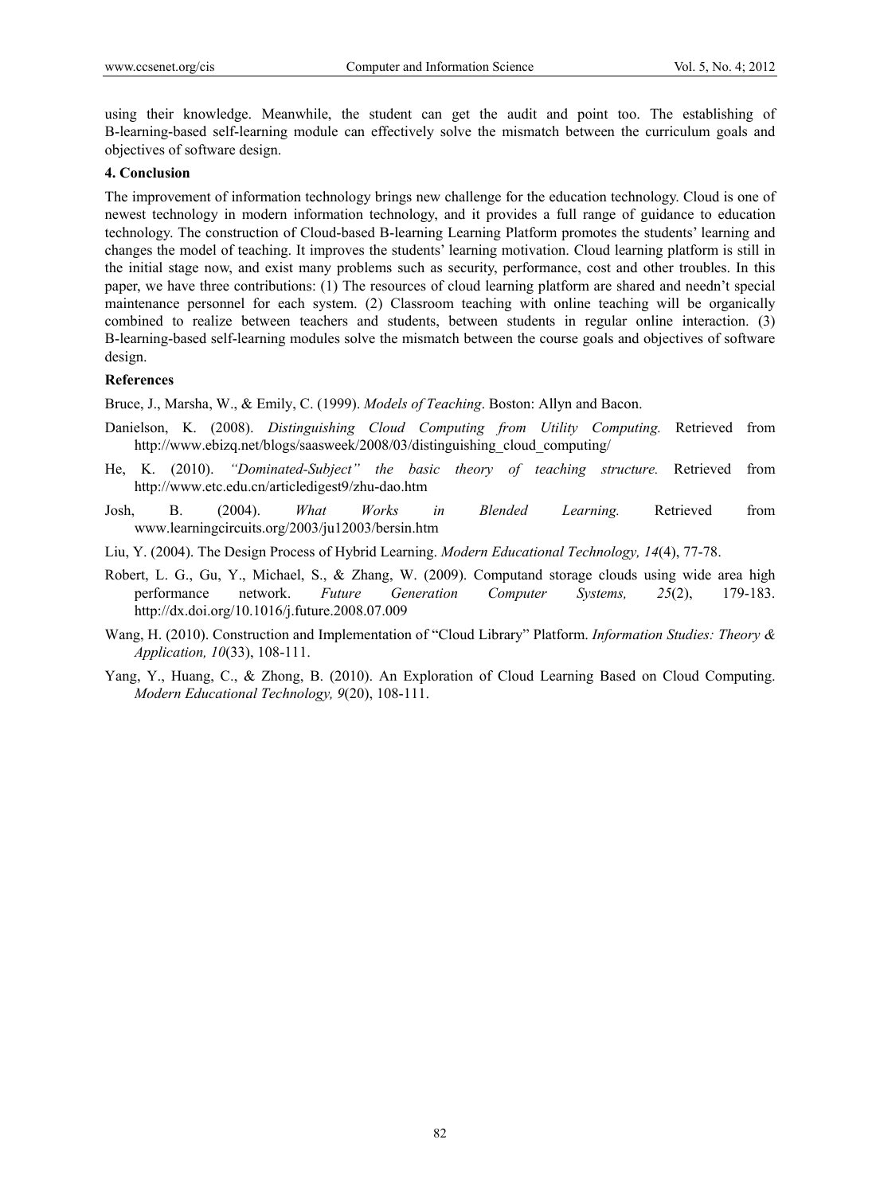using their knowledge. Meanwhile, the student can get the audit and point too. The establishing of B-learning-based self-learning module can effectively solve the mismatch between the curriculum goals and objectives of software design.

### 4. Conclusion

The improvement of information technology brings new challenge for the education technology. Cloud is one of newest technology in modern information technology, and it provides a full range of guidance to education technology. The construction of Cloud-based B-learning Learning Platform promotes the students' learning and changes the model of teaching. It improves the students' learning motivation. Cloud learning platform is still in the initial stage now, and exist many problems such as security, performance, cost and other troubles. In this paper, we have three contributions: (1) The resources of cloud learning platform are shared and needn't special maintenance personnel for each system. (2) Classroom teaching with online teaching will be organically combined to realize between teachers and students, between students in regular online interaction. (3) B-learning-based self-learning modules solve the mismatch between the course goals and objectives of software design.

### References

Bruce, J., Marsha, W., & Emily, C. (1999). *Models of Teaching*. Boston: Allyn and Bacon.

Danielson, K. (2008). *Distinguishing Cloud Computing from Utility Computing.* Retrieved from http://www.ebizq.net/blogs/saasweek/2008/03/distinguishing_cloud_computing/

He, K. (2010). *"Dominated-Subject" the basic theory of teaching structure.* Retrieved from http://www.etc.edu.cn/articledigest9/zhu-dao.htm

Josh, B. (2004). *What Works in Blended Learning.* Retrieved from www.learningcircuits.org/2003/ju12003/bersin.htm

Liu, Y. (2004). The Design Process of Hybrid Learning. *Modern Educational Technology, 14*(4), 77-78.

Robert, L. G., Gu, Y., Michael, S., & Zhang, W. (2009). Computand storage clouds using wide area high performance network. *Future Generation Computer Systems, 25*(2), 179-183. http://dx.doi.org/10.1016/j.future.2008.07.009

Wang, H. (2010). Construction and Implementation of "Cloud Library" Platform. *Information Studies: Theory & Application, 10*(33), 108-111.

Yang, Y., Huang, C., & Zhong, B. (2010). An Exploration of Cloud Learning Based on Cloud Computing. *Modern Educational Technology, 9*(20), 108-111.